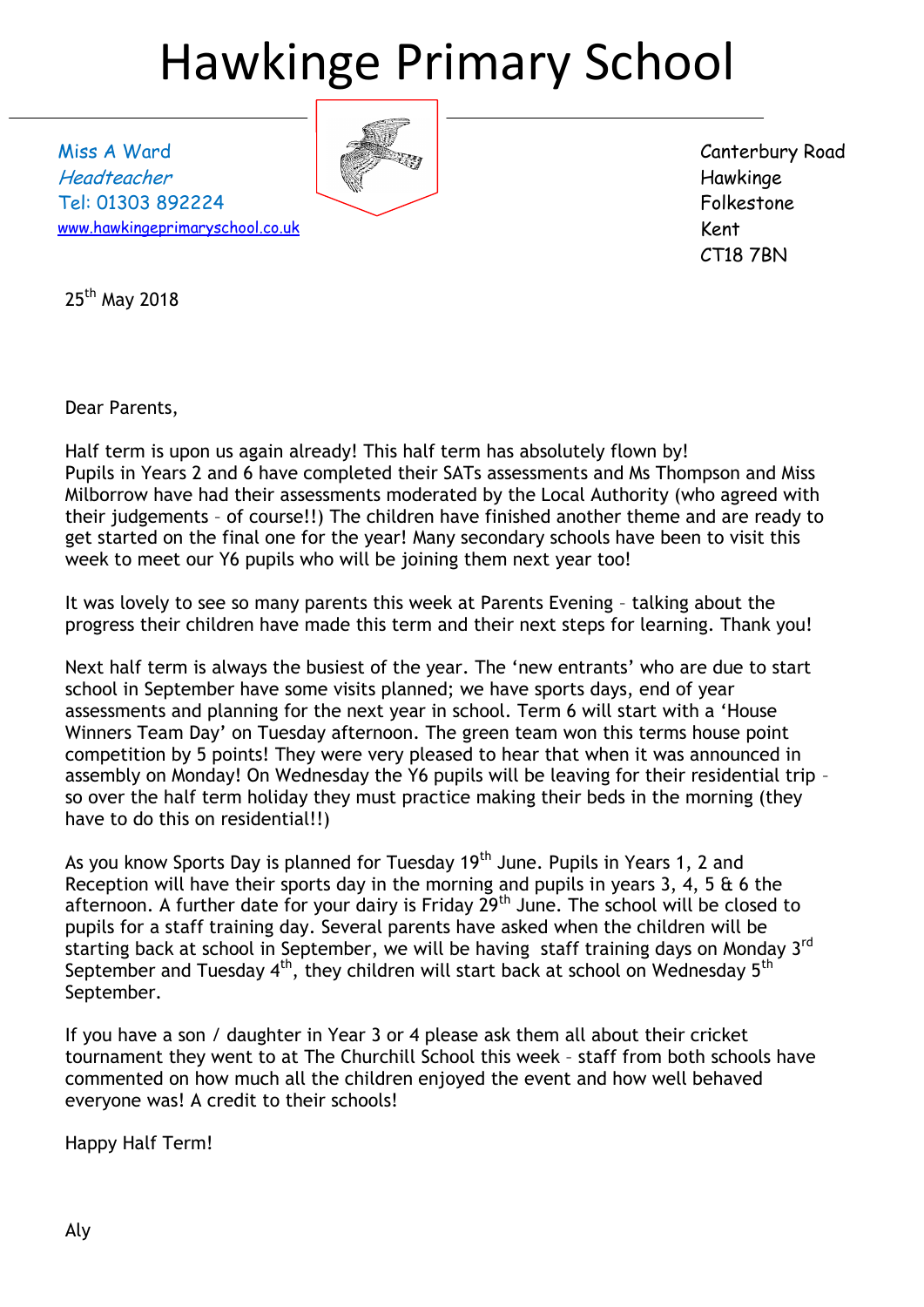# Hawkinge Primary School

Miss A Ward
*Headteacher*
Tel: 01303 892224
www.hawkingeprimaryschool.co.uk

Canterbury Road
Hawkinge
Folkestone
Kent
CT18 7BN

25th May 2018

Dear Parents,

Half term is upon us again already! This half term has absolutely flown by!
Pupils in Years 2 and 6 have completed their SATs assessments and Ms Thompson and Miss Milborrow have had their assessments moderated by the Local Authority (who agreed with their judgements – of course!!) The children have finished another theme and are ready to get started on the final one for the year! Many secondary schools have been to visit this week to meet our Y6 pupils who will be joining them next year too!

It was lovely to see so many parents this week at Parents Evening – talking about the progress their children have made this term and their next steps for learning. Thank you!

Next half term is always the busiest of the year. The 'new entrants' who are due to start school in September have some visits planned; we have sports days, end of year assessments and planning for the next year in school. Term 6 will start with a 'House Winners Team Day' on Tuesday afternoon. The green team won this terms house point competition by 5 points! They were very pleased to hear that when it was announced in assembly on Monday! On Wednesday the Y6 pupils will be leaving for their residential trip – so over the half term holiday they must practice making their beds in the morning (they have to do this on residential!!)

As you know Sports Day is planned for Tuesday 19th June. Pupils in Years 1, 2 and Reception will have their sports day in the morning and pupils in years 3, 4, 5 & 6 the afternoon. A further date for your dairy is Friday 29th June. The school will be closed to pupils for a staff training day. Several parents have asked when the children will be starting back at school in September, we will be having staff training days on Monday 3rd September and Tuesday 4th, they children will start back at school on Wednesday 5th September.

If you have a son / daughter in Year 3 or 4 please ask them all about their cricket tournament they went to at The Churchill School this week – staff from both schools have commented on how much all the children enjoyed the event and how well behaved everyone was! A credit to their schools!

Happy Half Term!

Aly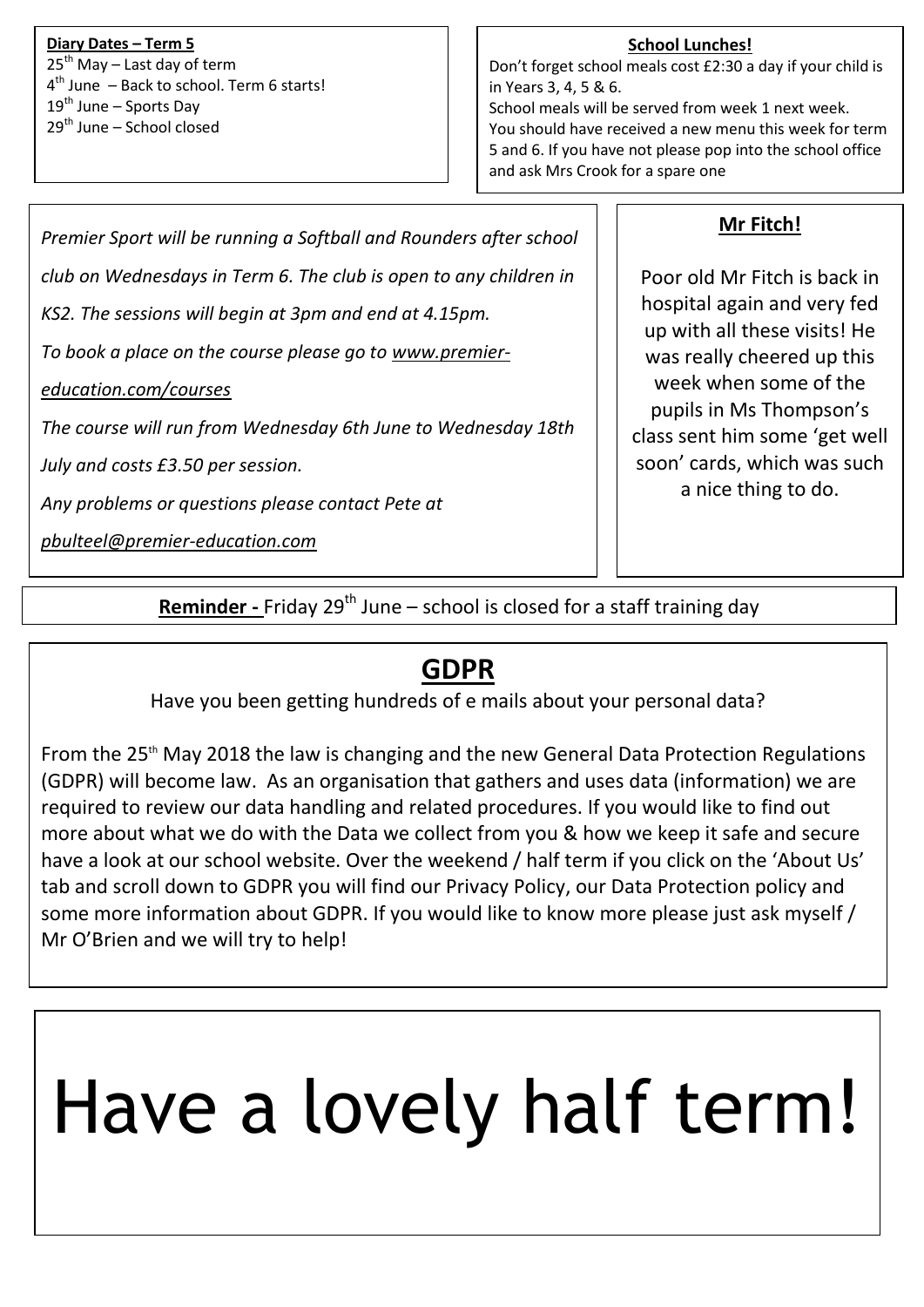**Diary Dates – Term 5**

25th May – Last day of term
4th June – Back to school. Term 6 starts!
19th June – Sports Day
29th June – School closed

**School Lunches!**

Don't forget school meals cost £2:30 a day if your child is in Years 3, 4, 5 & 6.
School meals will be served from week 1 next week.
You should have received a new menu this week for term 5 and 6. If you have not please pop into the school office and ask Mrs Crook for a spare one

*Premier Sport will be running a Softball and Rounders after school club on Wednesdays in Term 6. The club is open to any children in KS2. The sessions will begin at 3pm and end at 4.15pm.*

*To book a place on the course please go to www.premier-education.com/courses*

*The course will run from Wednesday 6th June to Wednesday 18th July and costs £3.50 per session.*

*Any problems or questions please contact Pete at pbulteel@premier-education.com*

**Mr Fitch!**

Poor old Mr Fitch is back in hospital again and very fed up with all these visits! He was really cheered up this week when some of the pupils in Ms Thompson's class sent him some 'get well soon' cards, which was such a nice thing to do.

**Reminder -** Friday 29th June – school is closed for a staff training day

## GDPR

Have you been getting hundreds of e mails about your personal data?

From the 25th May 2018 the law is changing and the new General Data Protection Regulations (GDPR) will become law. As an organisation that gathers and uses data (information) we are required to review our data handling and related procedures. If you would like to find out more about what we do with the Data we collect from you & how we keep it safe and secure have a look at our school website. Over the weekend / half term if you click on the 'About Us' tab and scroll down to GDPR you will find our Privacy Policy, our Data Protection policy and some more information about GDPR. If you would like to know more please just ask myself / Mr O'Brien and we will try to help!

# Have a lovely half term!